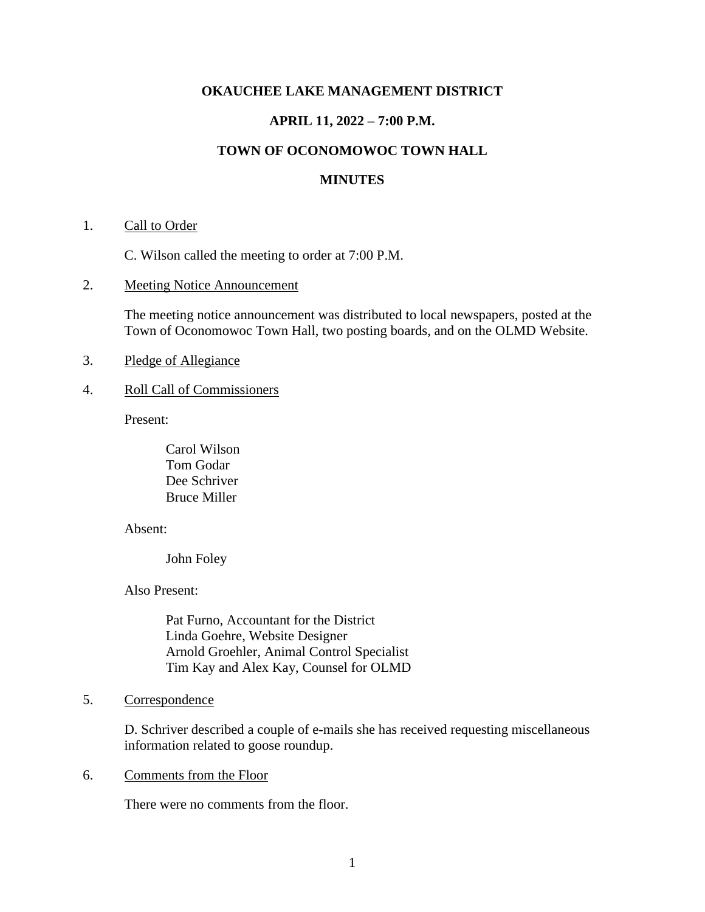# OKAUCHEE LAKE MANAGEMENT DISTRICT

## APRIL 11, 2022 – 7:00 P.M.

## TOWN OF OCONOMOWOC TOWN HALL

## MINUTES

1. Call to Order

   C. Wilson called the meeting to order at 7:00 P.M.

2. Meeting Notice Announcement

   The meeting notice announcement was distributed to local newspapers, posted at the Town of Oconomowoc Town Hall, two posting boards, and on the OLMD Website.

3. Pledge of Allegiance

4. Roll Call of Commissioners

   Present:

   Carol Wilson
   Tom Godar
   Dee Schriver
   Bruce Miller

   Absent:

   John Foley

   Also Present:

   Pat Furno, Accountant for the District
   Linda Goehre, Website Designer
   Arnold Groehler, Animal Control Specialist
   Tim Kay and Alex Kay, Counsel for OLMD

5. Correspondence

   D. Schriver described a couple of e-mails she has received requesting miscellaneous information related to goose roundup.

6. Comments from the Floor

   There were no comments from the floor.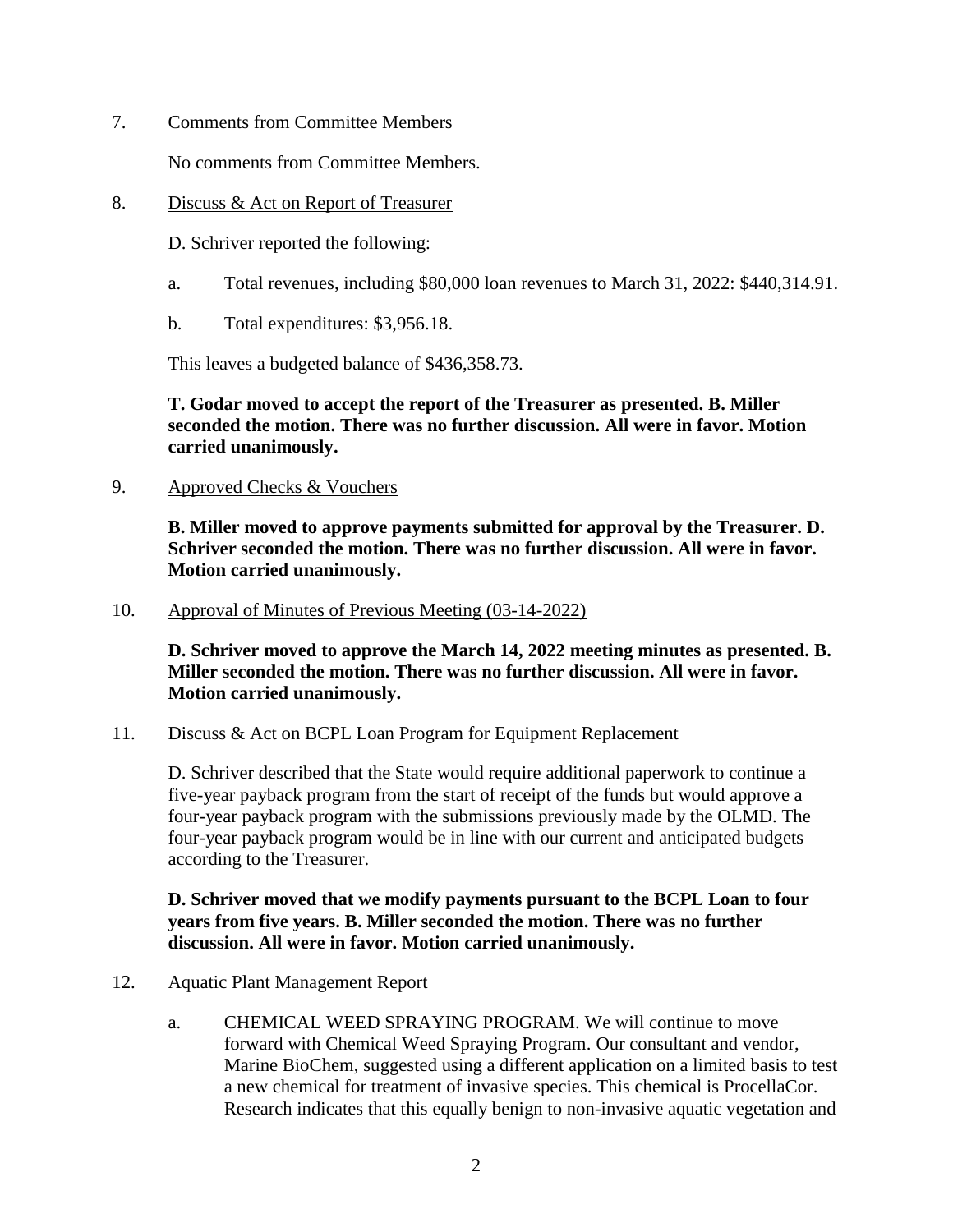7. Comments from Committee Members

   No comments from Committee Members.

8. Discuss & Act on Report of Treasurer

   D. Schriver reported the following:

   a. Total revenues, including $80,000 loan revenues to March 31, 2022: $440,314.91.

   b. Total expenditures: $3,956.18.

   This leaves a budgeted balance of $436,358.73.

   **T. Godar moved to accept the report of the Treasurer as presented. B. Miller seconded the motion. There was no further discussion. All were in favor. Motion carried unanimously.**

9. Approved Checks & Vouchers

   **B. Miller moved to approve payments submitted for approval by the Treasurer. D. Schriver seconded the motion. There was no further discussion. All were in favor. Motion carried unanimously.**

10. Approval of Minutes of Previous Meeting (03-14-2022)

    **D. Schriver moved to approve the March 14, 2022 meeting minutes as presented. B. Miller seconded the motion. There was no further discussion. All were in favor. Motion carried unanimously.**

11. Discuss & Act on BCPL Loan Program for Equipment Replacement

    D. Schriver described that the State would require additional paperwork to continue a five-year payback program from the start of receipt of the funds but would approve a four-year payback program with the submissions previously made by the OLMD. The four-year payback program would be in line with our current and anticipated budgets according to the Treasurer.

    **D. Schriver moved that we modify payments pursuant to the BCPL Loan to four years from five years. B. Miller seconded the motion. There was no further discussion. All were in favor. Motion carried unanimously.**

12. Aquatic Plant Management Report

    a. CHEMICAL WEED SPRAYING PROGRAM. We will continue to move forward with Chemical Weed Spraying Program. Our consultant and vendor, Marine BioChem, suggested using a different application on a limited basis to test a new chemical for treatment of invasive species. This chemical is ProcellaCor. Research indicates that this equally benign to non-invasive aquatic vegetation and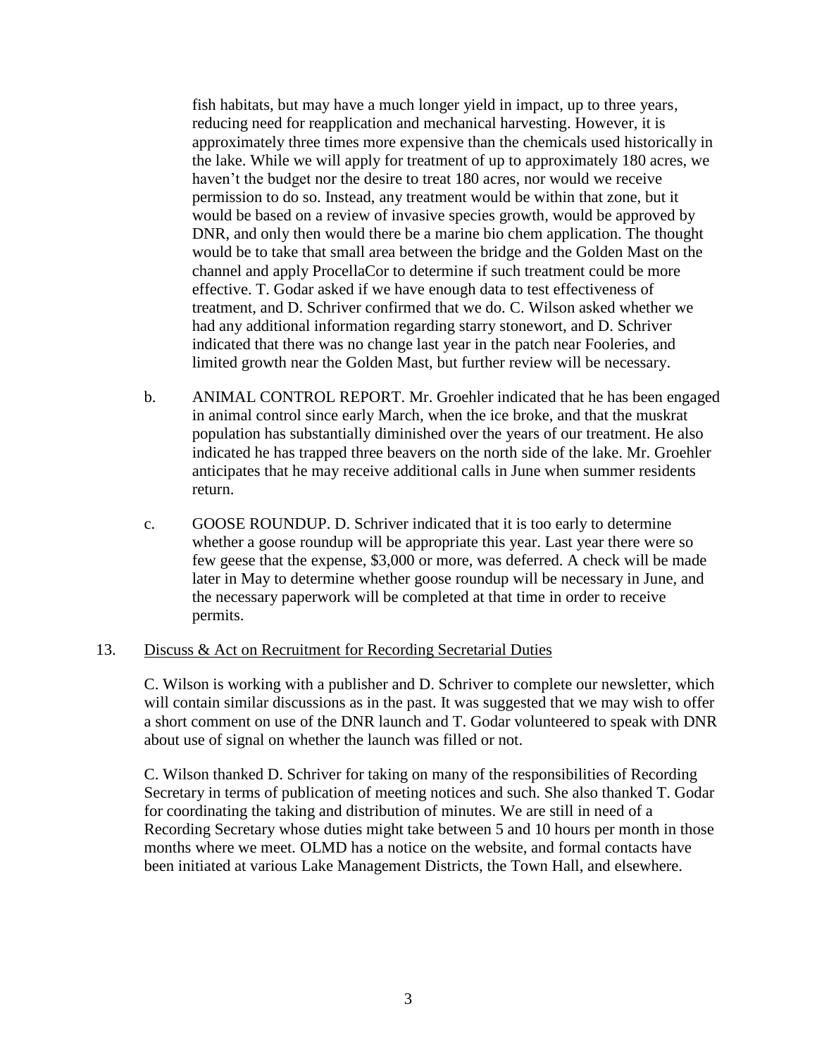fish habitats, but may have a much longer yield in impact, up to three years, reducing need for reapplication and mechanical harvesting. However, it is approximately three times more expensive than the chemicals used historically in the lake. While we will apply for treatment of up to approximately 180 acres, we haven't the budget nor the desire to treat 180 acres, nor would we receive permission to do so. Instead, any treatment would be within that zone, but it would be based on a review of invasive species growth, would be approved by DNR, and only then would there be a marine bio chem application. The thought would be to take that small area between the bridge and the Golden Mast on the channel and apply ProcellaCor to determine if such treatment could be more effective. T. Godar asked if we have enough data to test effectiveness of treatment, and D. Schriver confirmed that we do. C. Wilson asked whether we had any additional information regarding starry stonewort, and D. Schriver indicated that there was no change last year in the patch near Fooleries, and limited growth near the Golden Mast, but further review will be necessary.

b. ANIMAL CONTROL REPORT. Mr. Groehler indicated that he has been engaged in animal control since early March, when the ice broke, and that the muskrat population has substantially diminished over the years of our treatment. He also indicated he has trapped three beavers on the north side of the lake. Mr. Groehler anticipates that he may receive additional calls in June when summer residents return.

c. GOOSE ROUNDUP. D. Schriver indicated that it is too early to determine whether a goose roundup will be appropriate this year. Last year there were so few geese that the expense, $3,000 or more, was deferred. A check will be made later in May to determine whether goose roundup will be necessary in June, and the necessary paperwork will be completed at that time in order to receive permits.

13. Discuss & Act on Recruitment for Recording Secretarial Duties

C. Wilson is working with a publisher and D. Schriver to complete our newsletter, which will contain similar discussions as in the past. It was suggested that we may wish to offer a short comment on use of the DNR launch and T. Godar volunteered to speak with DNR about use of signal on whether the launch was filled or not.

C. Wilson thanked D. Schriver for taking on many of the responsibilities of Recording Secretary in terms of publication of meeting notices and such. She also thanked T. Godar for coordinating the taking and distribution of minutes. We are still in need of a Recording Secretary whose duties might take between 5 and 10 hours per month in those months where we meet. OLMD has a notice on the website, and formal contacts have been initiated at various Lake Management Districts, the Town Hall, and elsewhere.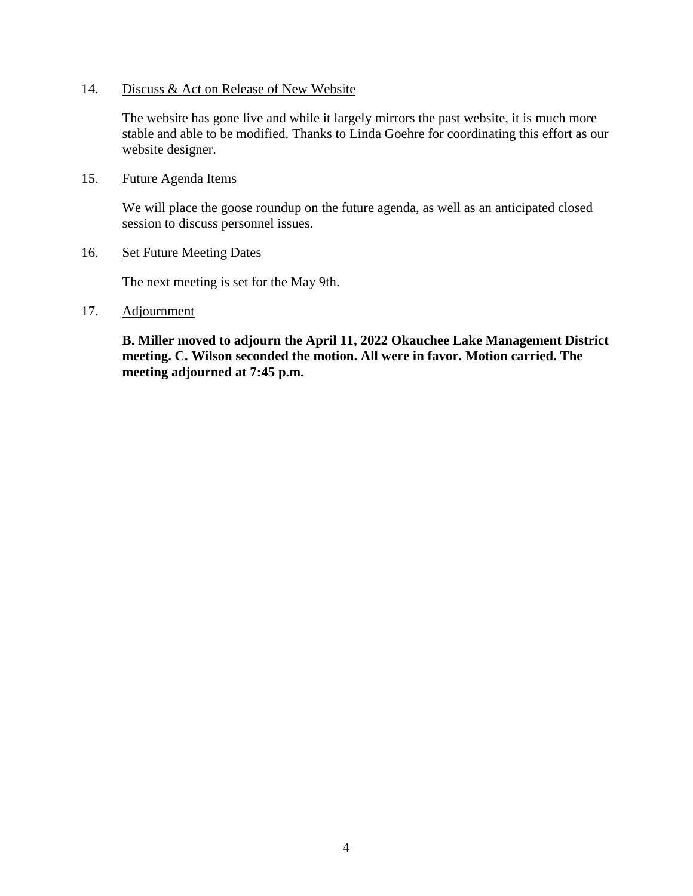14. Discuss & Act on Release of New Website

The website has gone live and while it largely mirrors the past website, it is much more stable and able to be modified. Thanks to Linda Goehre for coordinating this effort as our website designer.

15. Future Agenda Items

We will place the goose roundup on the future agenda, as well as an anticipated closed session to discuss personnel issues.

16. Set Future Meeting Dates

The next meeting is set for the May 9th.

17. Adjournment

**B. Miller moved to adjourn the April 11, 2022 Okauchee Lake Management District meeting. C. Wilson seconded the motion. All were in favor. Motion carried. The meeting adjourned at 7:45 p.m.**